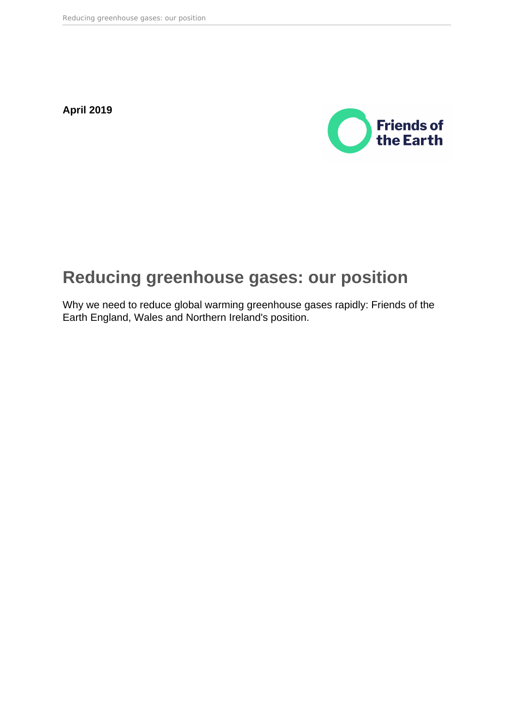**April 2019**

Friends of the Earth

# Reducing greenhouse gases: our position

Why we need to reduce global warming greenhouse gases rapidly: Friends of the Earth England, Wales and Northern Ireland's position.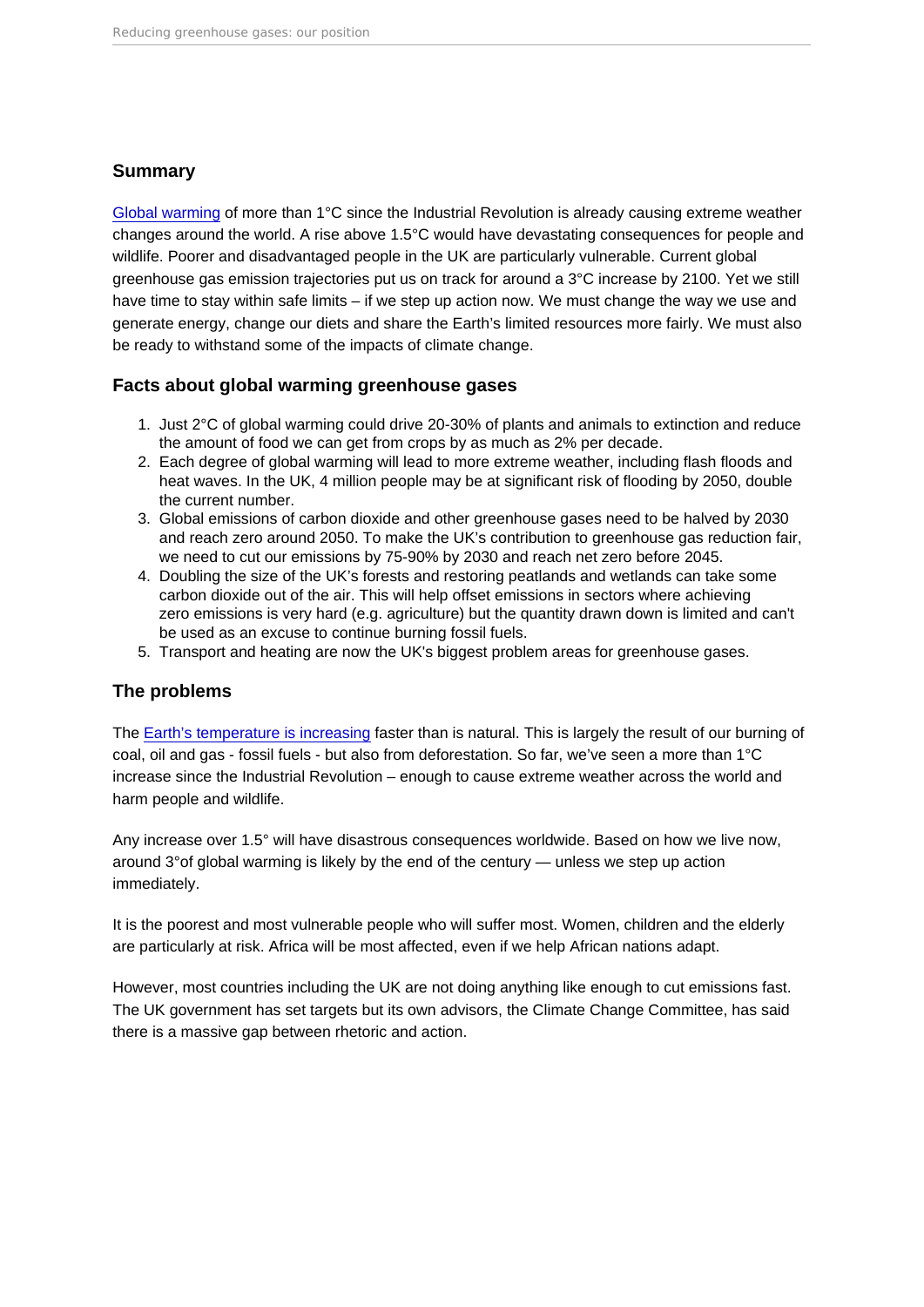## Summary

Global warming of more than 1°C since the Industrial Revolution is already causing extreme weather changes around the world. A rise above 1.5°C would have devastating consequences for people and wildlife. Poorer and disadvantaged people in the UK are particularly vulnerable. Current global greenhouse gas emission trajectories put us on track for around a 3°C increase by 2100. Yet we still have time to stay within safe limits – if we step up action now. We must change the way we use and generate energy, change our diets and share the Earth's limited resources more fairly. We must also be ready to withstand some of the impacts of climate change.

### Facts about global warming greenhouse gases

1. Just 2°C of global warming could drive 20-30% of plants and animals to extinction and reduce the amount of food we can get from crops by as much as 2% per decade.
2. Each degree of global warming will lead to more extreme weather, including flash floods and heat waves. In the UK, 4 million people may be at significant risk of flooding by 2050, double the current number.
3. Global emissions of carbon dioxide and other greenhouse gases need to be halved by 2030 and reach zero around 2050. To make the UK's contribution to greenhouse gas reduction fair, we need to cut our emissions by 75-90% by 2030 and reach net zero before 2045.
4. Doubling the size of the UK's forests and restoring peatlands and wetlands can take some carbon dioxide out of the air. This will help offset emissions in sectors where achieving zero emissions is very hard (e.g. agriculture) but the quantity drawn down is limited and can't be used as an excuse to continue burning fossil fuels.
5. Transport and heating are now the UK's biggest problem areas for greenhouse gases.

## The problems

The Earth's temperature is increasing faster than is natural. This is largely the result of our burning of coal, oil and gas - fossil fuels - but also from deforestation. So far, we've seen a more than 1°C increase since the Industrial Revolution – enough to cause extreme weather across the world and harm people and wildlife.

Any increase over 1.5° will have disastrous consequences worldwide. Based on how we live now, around 3°of global warming is likely by the end of the century — unless we step up action immediately.

It is the poorest and most vulnerable people who will suffer most. Women, children and the elderly are particularly at risk. Africa will be most affected, even if we help African nations adapt.

However, most countries including the UK are not doing anything like enough to cut emissions fast. The UK government has set targets but its own advisors, the Climate Change Committee, has said there is a massive gap between rhetoric and action.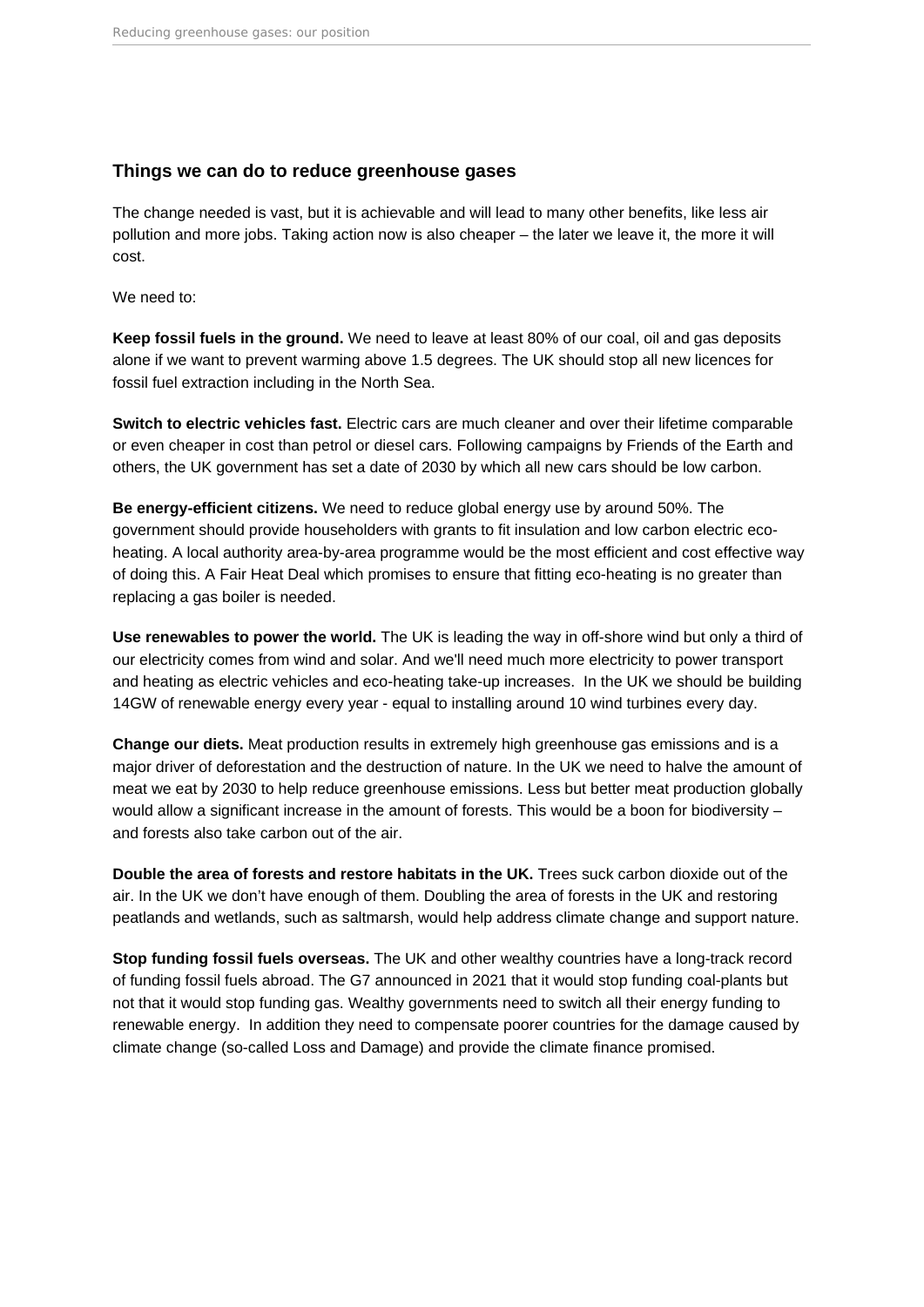### Things we can do to reduce greenhouse gases

The change needed is vast, but it is achievable and will lead to many other benefits, like less air pollution and more jobs. Taking action now is also cheaper – the later we leave it, the more it will cost.

We need to:

**Keep fossil fuels in the ground.** We need to leave at least 80% of our coal, oil and gas deposits alone if we want to prevent warming above 1.5 degrees. The UK should stop all new licences for fossil fuel extraction including in the North Sea.

**Switch to electric vehicles fast.** Electric cars are much cleaner and over their lifetime comparable or even cheaper in cost than petrol or diesel cars. Following campaigns by Friends of the Earth and others, the UK government has set a date of 2030 by which all new cars should be low carbon.

**Be energy-efficient citizens.** We need to reduce global energy use by around 50%. The government should provide householders with grants to fit insulation and low carbon electric eco-heating. A local authority area-by-area programme would be the most efficient and cost effective way of doing this. A Fair Heat Deal which promises to ensure that fitting eco-heating is no greater than replacing a gas boiler is needed.

**Use renewables to power the world.** The UK is leading the way in off-shore wind but only a third of our electricity comes from wind and solar. And we'll need much more electricity to power transport and heating as electric vehicles and eco-heating take-up increases. In the UK we should be building 14GW of renewable energy every year - equal to installing around 10 wind turbines every day.

**Change our diets.** Meat production results in extremely high greenhouse gas emissions and is a major driver of deforestation and the destruction of nature. In the UK we need to halve the amount of meat we eat by 2030 to help reduce greenhouse emissions. Less but better meat production globally would allow a significant increase in the amount of forests. This would be a boon for biodiversity – and forests also take carbon out of the air.

**Double the area of forests and restore habitats in the UK.** Trees suck carbon dioxide out of the air. In the UK we don't have enough of them. Doubling the area of forests in the UK and restoring peatlands and wetlands, such as saltmarsh, would help address climate change and support nature.

**Stop funding fossil fuels overseas.** The UK and other wealthy countries have a long-track record of funding fossil fuels abroad. The G7 announced in 2021 that it would stop funding coal-plants but not that it would stop funding gas. Wealthy governments need to switch all their energy funding to renewable energy. In addition they need to compensate poorer countries for the damage caused by climate change (so-called Loss and Damage) and provide the climate finance promised.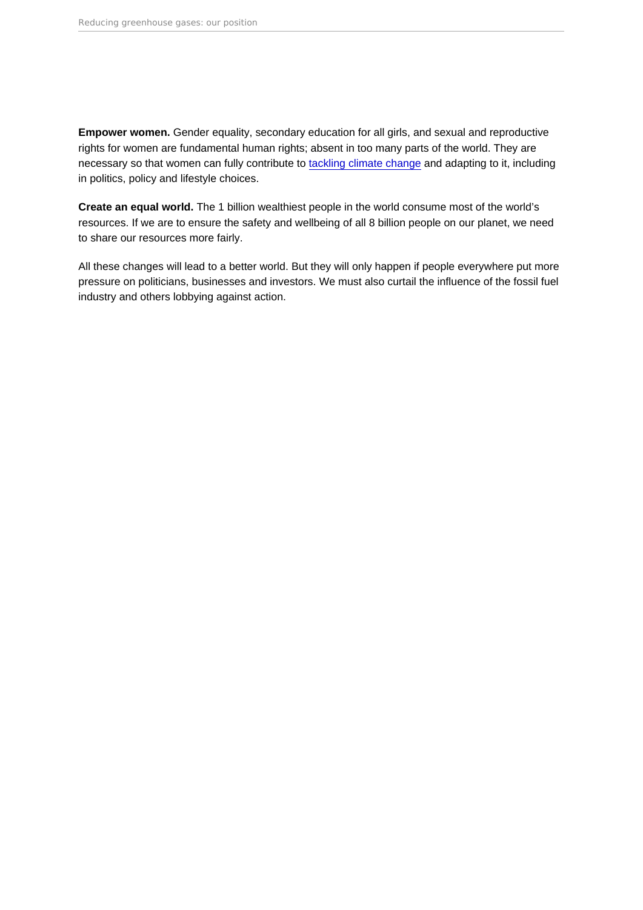**Empower women.** Gender equality, secondary education for all girls, and sexual and reproductive rights for women are fundamental human rights; absent in too many parts of the world. They are necessary so that women can fully contribute to tackling climate change and adapting to it, including in politics, policy and lifestyle choices.

**Create an equal world.** The 1 billion wealthiest people in the world consume most of the world's resources. If we are to ensure the safety and wellbeing of all 8 billion people on our planet, we need to share our resources more fairly.

All these changes will lead to a better world. But they will only happen if people everywhere put more pressure on politicians, businesses and investors. We must also curtail the influence of the fossil fuel industry and others lobbying against action.